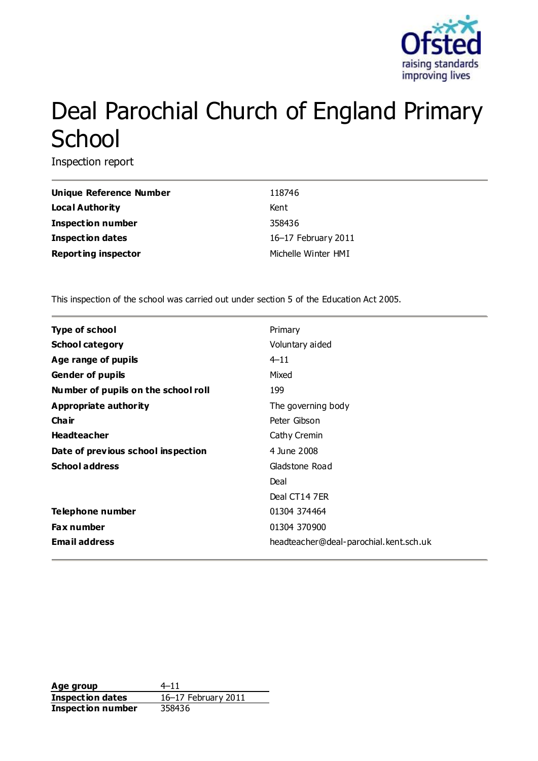# Deal Parochial Church of England Primary School

Inspection report

| | |
|---|---|
| **Unique Reference Number** | 118746 |
| **Local Authority** | Kent |
| **Inspection number** | 358436 |
| **Inspection dates** | 16–17 February 2011 |
| **Reporting inspector** | Michelle Winter HMI |

This inspection of the school was carried out under section 5 of the Education Act 2005.

| | |
|---|---|
| **Type of school** | Primary |
| **School category** | Voluntary aided |
| **Age range of pupils** | 4–11 |
| **Gender of pupils** | Mixed |
| **Number of pupils on the school roll** | 199 |
| **Appropriate authority** | The governing body |
| **Chair** | Peter Gibson |
| **Headteacher** | Cathy Cremin |
| **Date of previous school inspection** | 4 June 2008 |
| **School address** | Gladstone Road<br>Deal<br>Deal CT14 7ER |
| **Telephone number** | 01304 374464 |
| **Fax number** | 01304 370900 |
| **Email address** | headteacher@deal-parochial.kent.sch.uk |

| | |
|---|---|
| **Age group** | 4–11 |
| **Inspection dates** | 16–17 February 2011 |
| **Inspection number** | 358436 |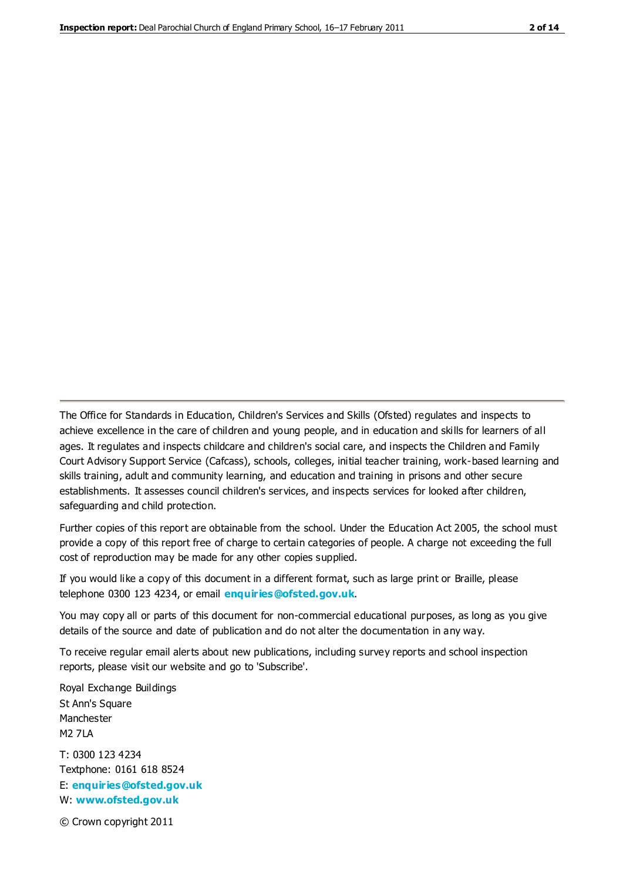The Office for Standards in Education, Children's Services and Skills (Ofsted) regulates and inspects to achieve excellence in the care of children and young people, and in education and skills for learners of all ages. It regulates and inspects childcare and children's social care, and inspects the Children and Family Court Advisory Support Service (Cafcass), schools, colleges, initial teacher training, work-based learning and skills training, adult and community learning, and education and training in prisons and other secure establishments. It assesses council children's services, and inspects services for looked after children, safeguarding and child protection.

Further copies of this report are obtainable from the school. Under the Education Act 2005, the school must provide a copy of this report free of charge to certain categories of people. A charge not exceeding the full cost of reproduction may be made for any other copies supplied.

If you would like a copy of this document in a different format, such as large print or Braille, please telephone 0300 123 4234, or email **enquiries@ofsted.gov.uk**.

You may copy all or parts of this document for non-commercial educational purposes, as long as you give details of the source and date of publication and do not alter the documentation in any way.

To receive regular email alerts about new publications, including survey reports and school inspection reports, please visit our website and go to 'Subscribe'.

Royal Exchange Buildings
St Ann's Square
Manchester
M2 7LA

T: 0300 123 4234
Textphone: 0161 618 8524
E: **enquiries@ofsted.gov.uk**
W: **www.ofsted.gov.uk**

© Crown copyright 2011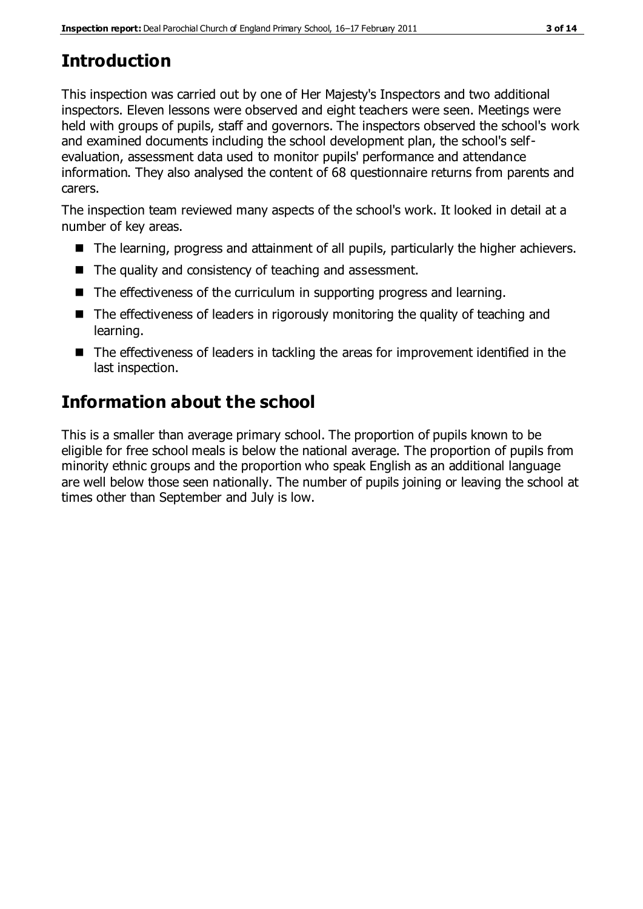## Introduction

This inspection was carried out by one of Her Majesty's Inspectors and two additional inspectors. Eleven lessons were observed and eight teachers were seen. Meetings were held with groups of pupils, staff and governors. The inspectors observed the school's work and examined documents including the school development plan, the school's self-evaluation, assessment data used to monitor pupils' performance and attendance information. They also analysed the content of 68 questionnaire returns from parents and carers.

The inspection team reviewed many aspects of the school's work. It looked in detail at a number of key areas.

- The learning, progress and attainment of all pupils, particularly the higher achievers.
- The quality and consistency of teaching and assessment.
- The effectiveness of the curriculum in supporting progress and learning.
- The effectiveness of leaders in rigorously monitoring the quality of teaching and learning.
- The effectiveness of leaders in tackling the areas for improvement identified in the last inspection.

## Information about the school

This is a smaller than average primary school. The proportion of pupils known to be eligible for free school meals is below the national average. The proportion of pupils from minority ethnic groups and the proportion who speak English as an additional language are well below those seen nationally. The number of pupils joining or leaving the school at times other than September and July is low.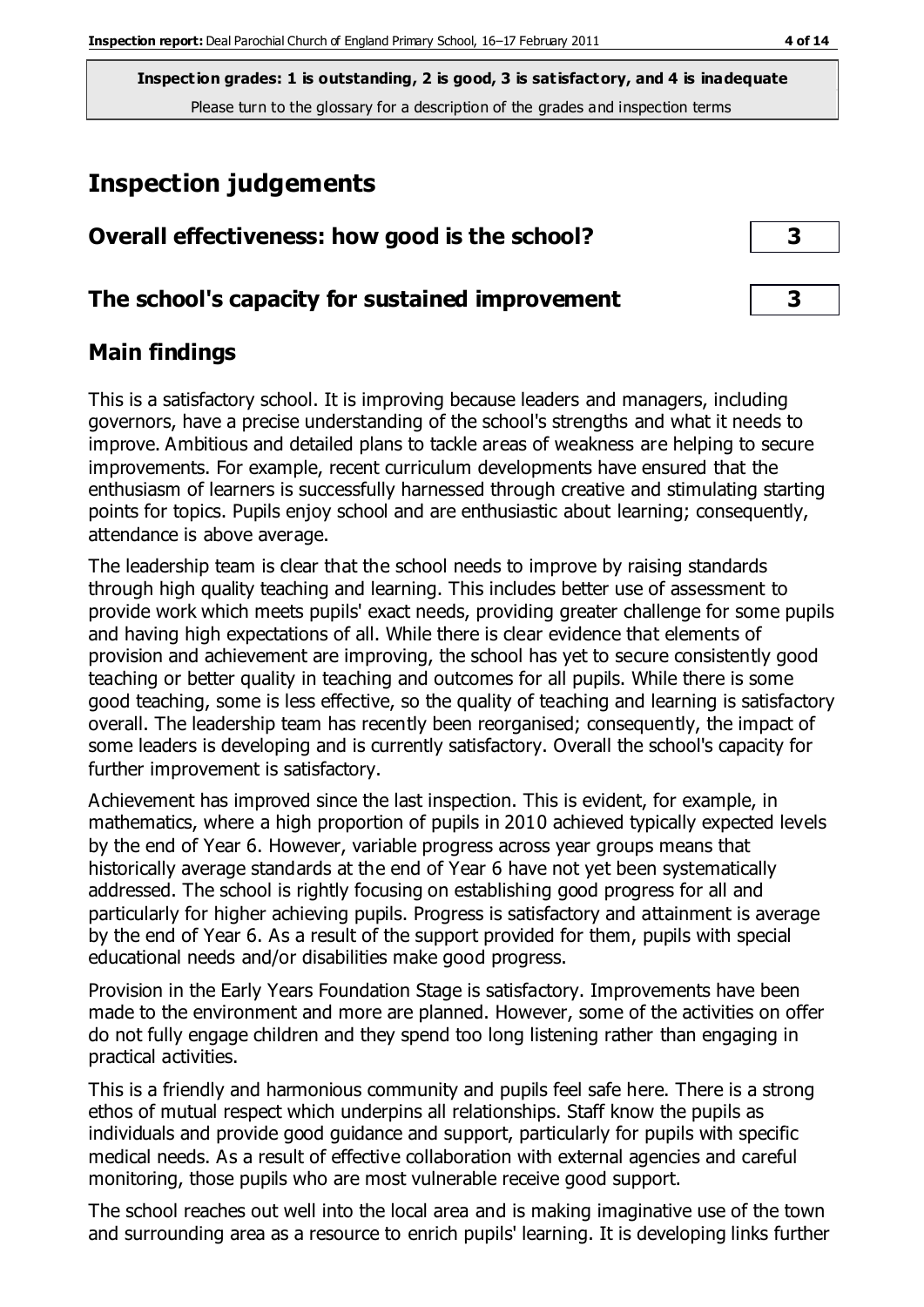**Inspection grades: 1 is outstanding, 2 is good, 3 is satisfactory, and 4 is inadequate**
Please turn to the glossary for a description of the grades and inspection terms

# Inspection judgements

| | |
|---|---|
| **Overall effectiveness: how good is the school?** | **3** |
| **The school's capacity for sustained improvement** | **3** |

## Main findings

This is a satisfactory school. It is improving because leaders and managers, including governors, have a precise understanding of the school's strengths and what it needs to improve. Ambitious and detailed plans to tackle areas of weakness are helping to secure improvements. For example, recent curriculum developments have ensured that the enthusiasm of learners is successfully harnessed through creative and stimulating starting points for topics. Pupils enjoy school and are enthusiastic about learning; consequently, attendance is above average.

The leadership team is clear that the school needs to improve by raising standards through high quality teaching and learning. This includes better use of assessment to provide work which meets pupils' exact needs, providing greater challenge for some pupils and having high expectations of all. While there is clear evidence that elements of provision and achievement are improving, the school has yet to secure consistently good teaching or better quality in teaching and outcomes for all pupils. While there is some good teaching, some is less effective, so the quality of teaching and learning is satisfactory overall. The leadership team has recently been reorganised; consequently, the impact of some leaders is developing and is currently satisfactory. Overall the school's capacity for further improvement is satisfactory.

Achievement has improved since the last inspection. This is evident, for example, in mathematics, where a high proportion of pupils in 2010 achieved typically expected levels by the end of Year 6. However, variable progress across year groups means that historically average standards at the end of Year 6 have not yet been systematically addressed. The school is rightly focusing on establishing good progress for all and particularly for higher achieving pupils. Progress is satisfactory and attainment is average by the end of Year 6. As a result of the support provided for them, pupils with special educational needs and/or disabilities make good progress.

Provision in the Early Years Foundation Stage is satisfactory. Improvements have been made to the environment and more are planned. However, some of the activities on offer do not fully engage children and they spend too long listening rather than engaging in practical activities.

This is a friendly and harmonious community and pupils feel safe here. There is a strong ethos of mutual respect which underpins all relationships. Staff know the pupils as individuals and provide good guidance and support, particularly for pupils with specific medical needs. As a result of effective collaboration with external agencies and careful monitoring, those pupils who are most vulnerable receive good support.

The school reaches out well into the local area and is making imaginative use of the town and surrounding area as a resource to enrich pupils' learning. It is developing links further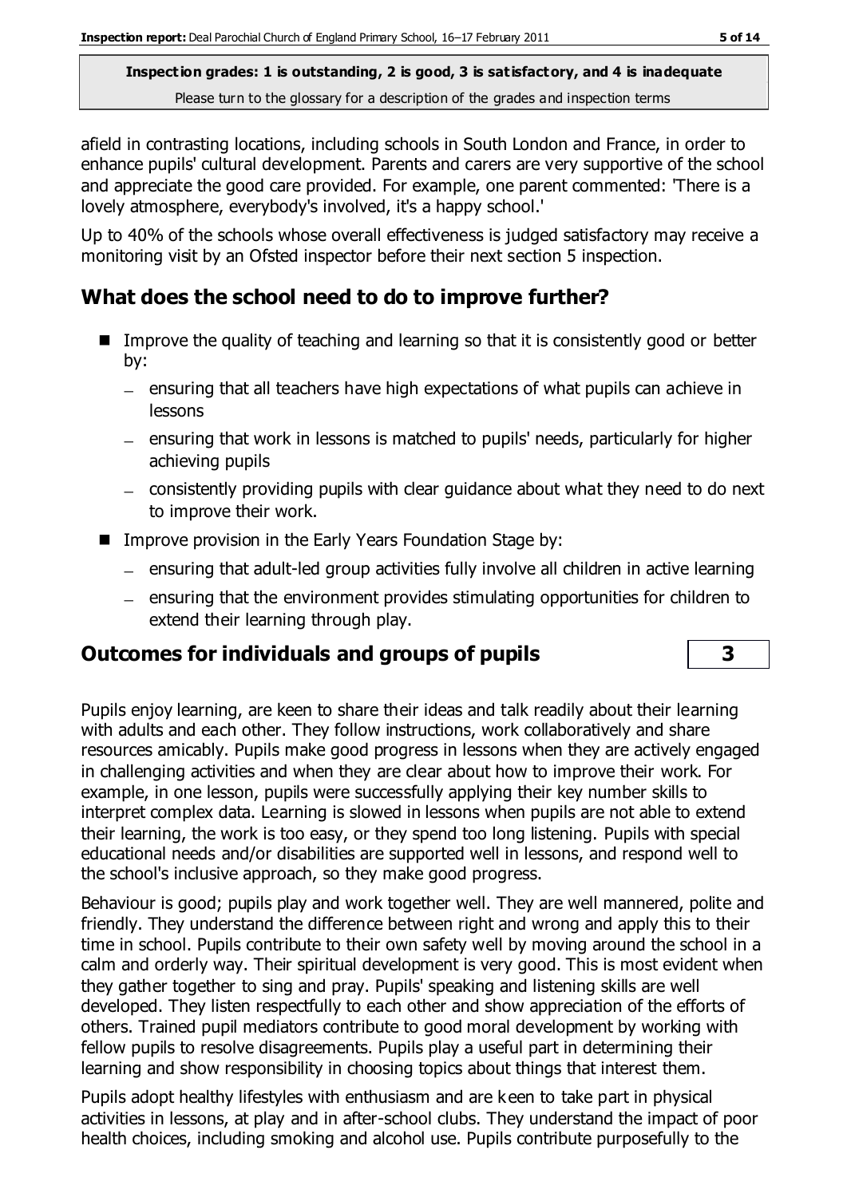afield in contrasting locations, including schools in South London and France, in order to enhance pupils' cultural development. Parents and carers are very supportive of the school and appreciate the good care provided. For example, one parent commented: 'There is a lovely atmosphere, everybody's involved, it's a happy school.'

Up to 40% of the schools whose overall effectiveness is judged satisfactory may receive a monitoring visit by an Ofsted inspector before their next section 5 inspection.

## What does the school need to do to improve further?

- Improve the quality of teaching and learning so that it is consistently good or better by:
  - ensuring that all teachers have high expectations of what pupils can achieve in lessons
  - ensuring that work in lessons is matched to pupils' needs, particularly for higher achieving pupils
  - consistently providing pupils with clear guidance about what they need to do next to improve their work.
- Improve provision in the Early Years Foundation Stage by:
  - ensuring that adult-led group activities fully involve all children in active learning
  - ensuring that the environment provides stimulating opportunities for children to extend their learning through play.

## Outcomes for individuals and groups of pupils — 3

Pupils enjoy learning, are keen to share their ideas and talk readily about their learning with adults and each other. They follow instructions, work collaboratively and share resources amicably. Pupils make good progress in lessons when they are actively engaged in challenging activities and when they are clear about how to improve their work. For example, in one lesson, pupils were successfully applying their key number skills to interpret complex data. Learning is slowed in lessons when pupils are not able to extend their learning, the work is too easy, or they spend too long listening. Pupils with special educational needs and/or disabilities are supported well in lessons, and respond well to the school's inclusive approach, so they make good progress.

Behaviour is good; pupils play and work together well. They are well mannered, polite and friendly. They understand the difference between right and wrong and apply this to their time in school. Pupils contribute to their own safety well by moving around the school in a calm and orderly way. Their spiritual development is very good. This is most evident when they gather together to sing and pray. Pupils' speaking and listening skills are well developed. They listen respectfully to each other and show appreciation of the efforts of others. Trained pupil mediators contribute to good moral development by working with fellow pupils to resolve disagreements. Pupils play a useful part in determining their learning and show responsibility in choosing topics about things that interest them.

Pupils adopt healthy lifestyles with enthusiasm and are keen to take part in physical activities in lessons, at play and in after-school clubs. They understand the impact of poor health choices, including smoking and alcohol use. Pupils contribute purposefully to the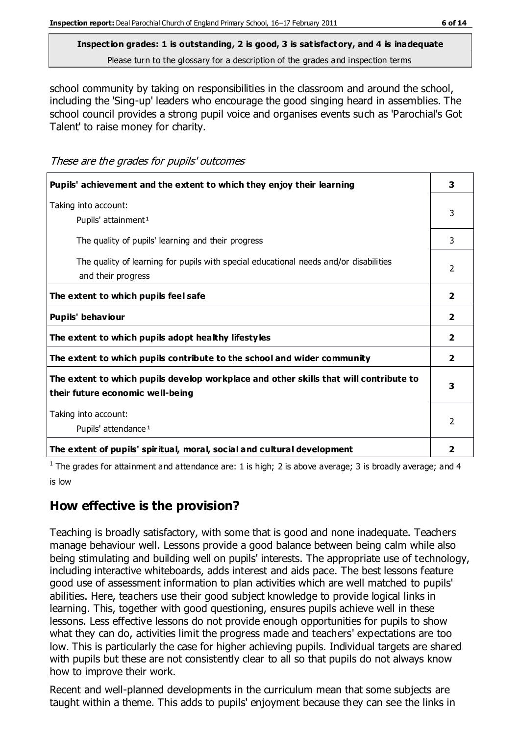**Inspection grades: 1 is outstanding, 2 is good, 3 is satisfactory, and 4 is inadequate**
Please turn to the glossary for a description of the grades and inspection terms

school community by taking on responsibilities in the classroom and around the school, including the 'Sing-up' leaders who encourage the good singing heard in assemblies. The school council provides a strong pupil voice and organises events such as 'Parochial's Got Talent' to raise money for charity.

*These are the grades for pupils' outcomes*

| | |
|---|---|
| **Pupils' achievement and the extent to which they enjoy their learning** | **3** |
| Taking into account: Pupils' attainment[1] | 3 |
| The quality of pupils' learning and their progress | 3 |
| The quality of learning for pupils with special educational needs and/or disabilities and their progress | 2 |
| **The extent to which pupils feel safe** | **2** |
| **Pupils' behaviour** | **2** |
| **The extent to which pupils adopt healthy lifestyles** | **2** |
| **The extent to which pupils contribute to the school and wider community** | **2** |
| **The extent to which pupils develop workplace and other skills that will contribute to their future economic well-being** | **3** |
| Taking into account: Pupils' attendance[1] | 2 |
| **The extent of pupils' spiritual, moral, social and cultural development** | **2** |

[1] The grades for attainment and attendance are: 1 is high; 2 is above average; 3 is broadly average; and 4 is low

## How effective is the provision?

Teaching is broadly satisfactory, with some that is good and none inadequate. Teachers manage behaviour well. Lessons provide a good balance between being calm while also being stimulating and building well on pupils' interests. The appropriate use of technology, including interactive whiteboards, adds interest and aids pace. The best lessons feature good use of assessment information to plan activities which are well matched to pupils' abilities. Here, teachers use their good subject knowledge to provide logical links in learning. This, together with good questioning, ensures pupils achieve well in these lessons. Less effective lessons do not provide enough opportunities for pupils to show what they can do, activities limit the progress made and teachers' expectations are too low. This is particularly the case for higher achieving pupils. Individual targets are shared with pupils but these are not consistently clear to all so that pupils do not always know how to improve their work.

Recent and well-planned developments in the curriculum mean that some subjects are taught within a theme. This adds to pupils' enjoyment because they can see the links in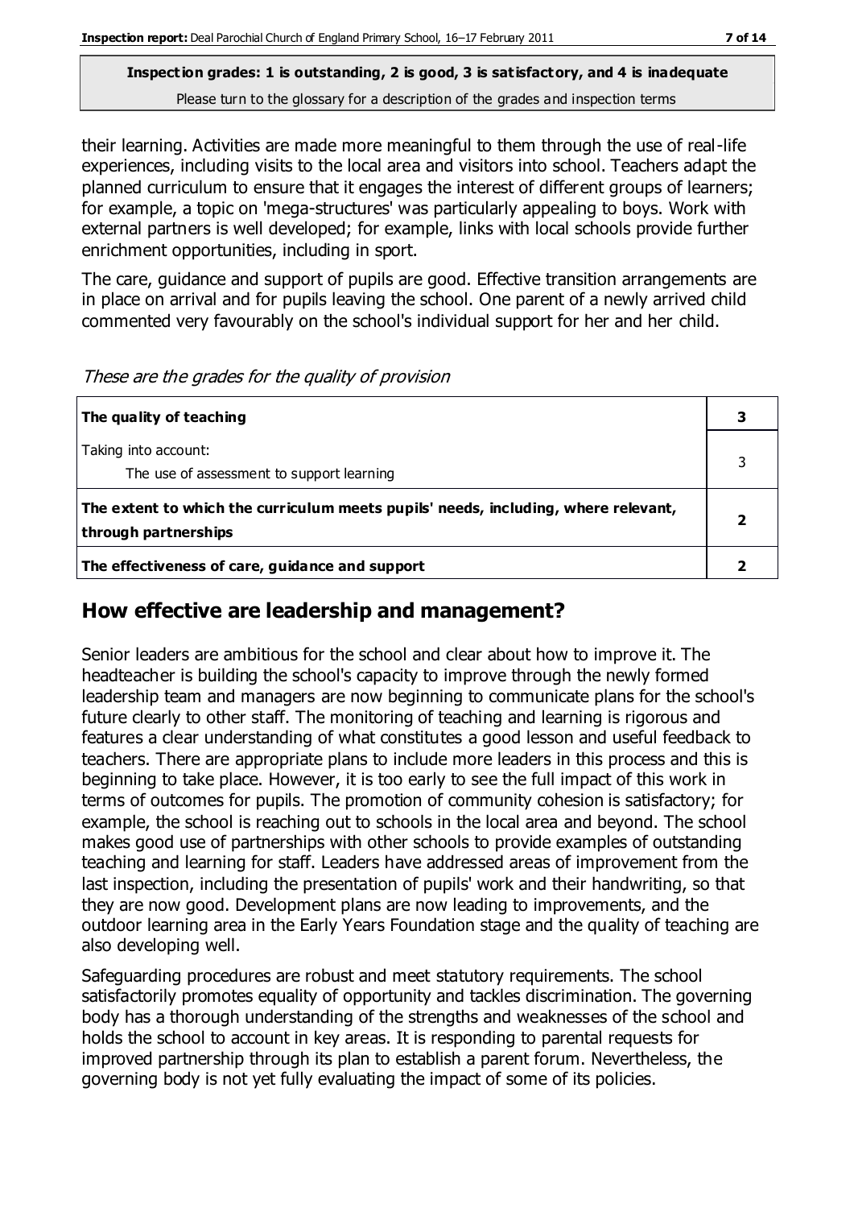**Inspection grades: 1 is outstanding, 2 is good, 3 is satisfactory, and 4 is inadequate**
Please turn to the glossary for a description of the grades and inspection terms

their learning. Activities are made more meaningful to them through the use of real-life experiences, including visits to the local area and visitors into school. Teachers adapt the planned curriculum to ensure that it engages the interest of different groups of learners; for example, a topic on 'mega-structures' was particularly appealing to boys. Work with external partners is well developed; for example, links with local schools provide further enrichment opportunities, including in sport.

The care, guidance and support of pupils are good. Effective transition arrangements are in place on arrival and for pupils leaving the school. One parent of a newly arrived child commented very favourably on the school's individual support for her and her child.

*These are the grades for the quality of provision*

| | |
|---|---|
| **The quality of teaching** | **3** |
| Taking into account:<br>The use of assessment to support learning | 3 |
| **The extent to which the curriculum meets pupils' needs, including, where relevant, through partnerships** | **2** |
| **The effectiveness of care, guidance and support** | **2** |

## How effective are leadership and management?

Senior leaders are ambitious for the school and clear about how to improve it. The headteacher is building the school's capacity to improve through the newly formed leadership team and managers are now beginning to communicate plans for the school's future clearly to other staff. The monitoring of teaching and learning is rigorous and features a clear understanding of what constitutes a good lesson and useful feedback to teachers. There are appropriate plans to include more leaders in this process and this is beginning to take place. However, it is too early to see the full impact of this work in terms of outcomes for pupils. The promotion of community cohesion is satisfactory; for example, the school is reaching out to schools in the local area and beyond. The school makes good use of partnerships with other schools to provide examples of outstanding teaching and learning for staff. Leaders have addressed areas of improvement from the last inspection, including the presentation of pupils' work and their handwriting, so that they are now good. Development plans are now leading to improvements, and the outdoor learning area in the Early Years Foundation stage and the quality of teaching are also developing well.

Safeguarding procedures are robust and meet statutory requirements. The school satisfactorily promotes equality of opportunity and tackles discrimination. The governing body has a thorough understanding of the strengths and weaknesses of the school and holds the school to account in key areas. It is responding to parental requests for improved partnership through its plan to establish a parent forum. Nevertheless, the governing body is not yet fully evaluating the impact of some of its policies.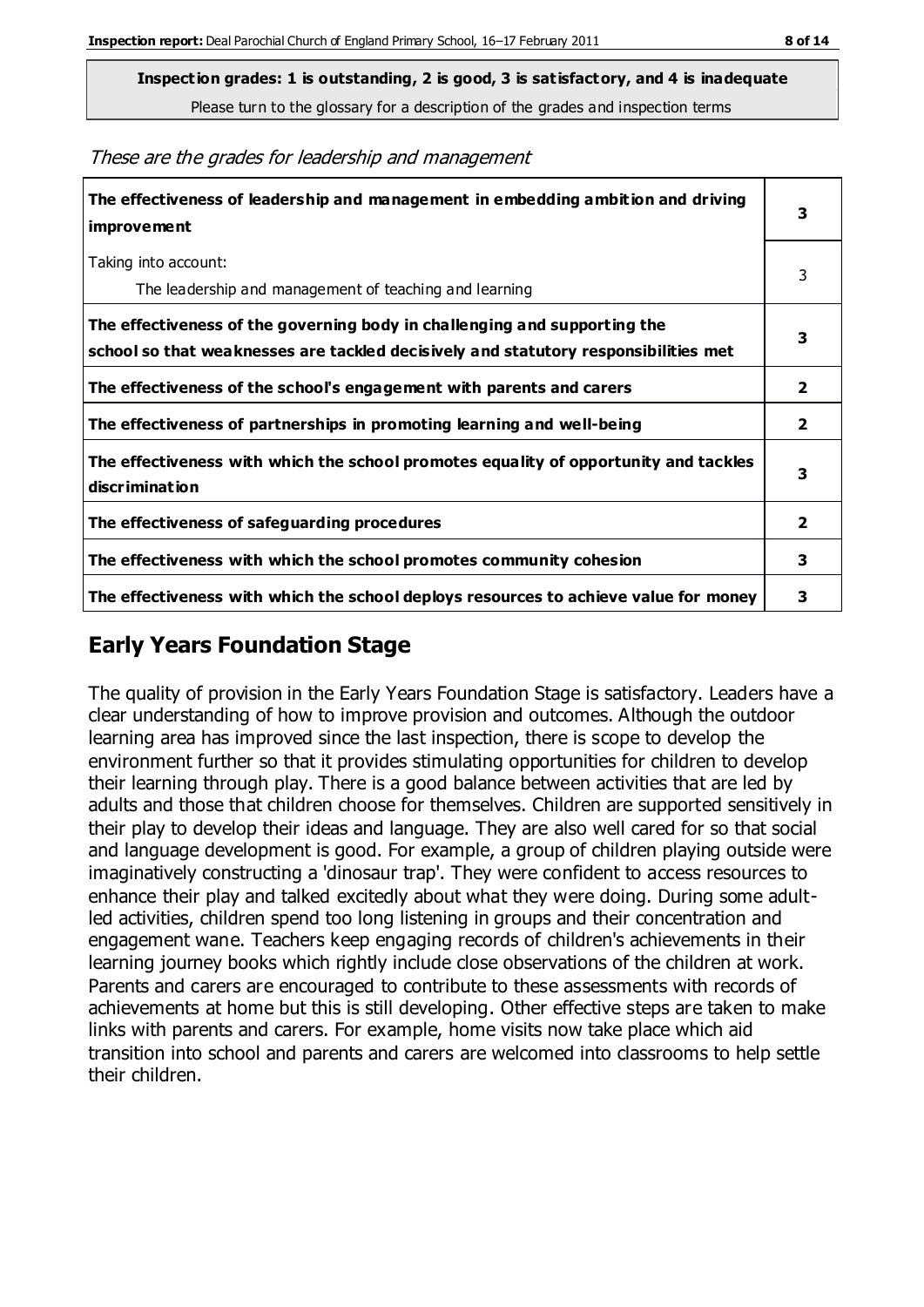**Inspection grades: 1 is outstanding, 2 is good, 3 is satisfactory, and 4 is inadequate**
Please turn to the glossary for a description of the grades and inspection terms

*These are the grades for leadership and management*

| | |
|---|---|
| **The effectiveness of leadership and management in embedding ambition and driving improvement** | **3** |
| Taking into account:<br>The leadership and management of teaching and learning | 3 |
| **The effectiveness of the governing body in challenging and supporting the school so that weaknesses are tackled decisively and statutory responsibilities met** | **3** |
| **The effectiveness of the school's engagement with parents and carers** | **2** |
| **The effectiveness of partnerships in promoting learning and well-being** | **2** |
| **The effectiveness with which the school promotes equality of opportunity and tackles discrimination** | **3** |
| **The effectiveness of safeguarding procedures** | **2** |
| **The effectiveness with which the school promotes community cohesion** | **3** |
| **The effectiveness with which the school deploys resources to achieve value for money** | **3** |

## Early Years Foundation Stage

The quality of provision in the Early Years Foundation Stage is satisfactory. Leaders have a clear understanding of how to improve provision and outcomes. Although the outdoor learning area has improved since the last inspection, there is scope to develop the environment further so that it provides stimulating opportunities for children to develop their learning through play. There is a good balance between activities that are led by adults and those that children choose for themselves. Children are supported sensitively in their play to develop their ideas and language. They are also well cared for so that social and language development is good. For example, a group of children playing outside were imaginatively constructing a 'dinosaur trap'. They were confident to access resources to enhance their play and talked excitedly about what they were doing. During some adult-led activities, children spend too long listening in groups and their concentration and engagement wane. Teachers keep engaging records of children's achievements in their learning journey books which rightly include close observations of the children at work. Parents and carers are encouraged to contribute to these assessments with records of achievements at home but this is still developing. Other effective steps are taken to make links with parents and carers. For example, home visits now take place which aid transition into school and parents and carers are welcomed into classrooms to help settle their children.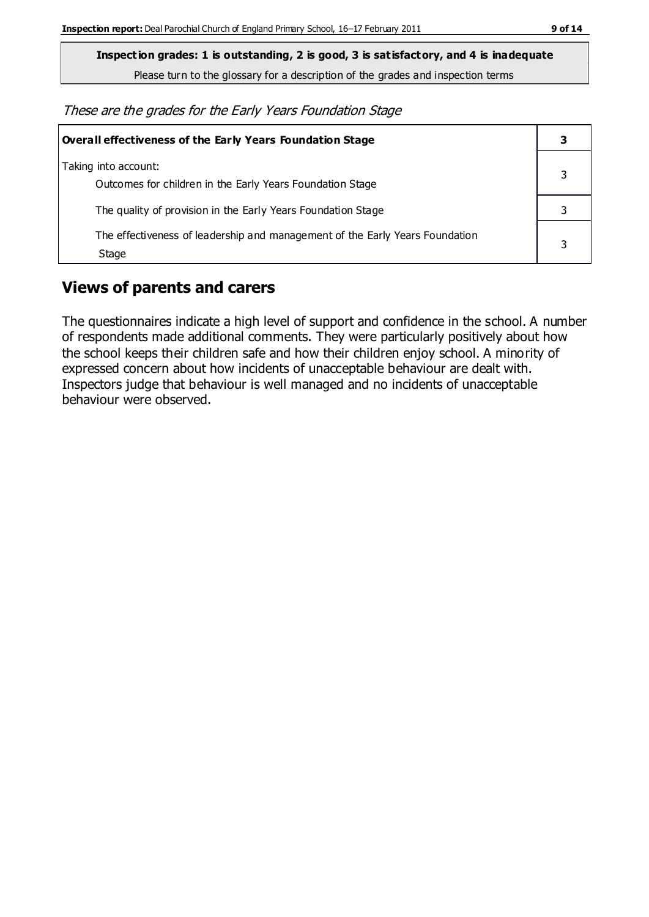**Inspection grades: 1 is outstanding, 2 is good, 3 is satisfactory, and 4 is inadequate**

Please turn to the glossary for a description of the grades and inspection terms

*These are the grades for the Early Years Foundation Stage*

| **Overall effectiveness of the Early Years Foundation Stage** | **3** |
|---|---|
| Taking into account:<br>Outcomes for children in the Early Years Foundation Stage | 3 |
| The quality of provision in the Early Years Foundation Stage | 3 |
| The effectiveness of leadership and management of the Early Years Foundation Stage | 3 |

## Views of parents and carers

The questionnaires indicate a high level of support and confidence in the school. A number of respondents made additional comments. They were particularly positively about how the school keeps their children safe and how their children enjoy school. A minority of expressed concern about how incidents of unacceptable behaviour are dealt with. Inspectors judge that behaviour is well managed and no incidents of unacceptable behaviour were observed.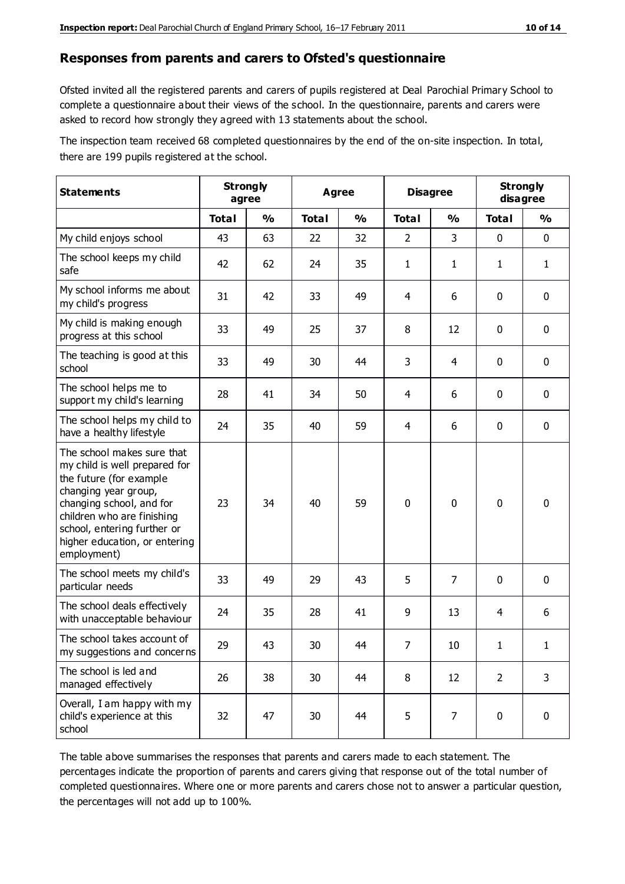## Responses from parents and carers to Ofsted's questionnaire

Ofsted invited all the registered parents and carers of pupils registered at Deal Parochial Primary School to complete a questionnaire about their views of the school. In the questionnaire, parents and carers were asked to record how strongly they agreed with 13 statements about the school.

The inspection team received 68 completed questionnaires by the end of the on-site inspection. In total, there are 199 pupils registered at the school.

| Statements | Strongly agree | | Agree | | Disagree | | Strongly disagree | |
|---|---|---|---|---|---|---|---|---|
| | Total | % | Total | % | Total | % | Total | % |
| My child enjoys school | 43 | 63 | 22 | 32 | 2 | 3 | 0 | 0 |
| The school keeps my child safe | 42 | 62 | 24 | 35 | 1 | 1 | 1 | 1 |
| My school informs me about my child's progress | 31 | 42 | 33 | 49 | 4 | 6 | 0 | 0 |
| My child is making enough progress at this school | 33 | 49 | 25 | 37 | 8 | 12 | 0 | 0 |
| The teaching is good at this school | 33 | 49 | 30 | 44 | 3 | 4 | 0 | 0 |
| The school helps me to support my child's learning | 28 | 41 | 34 | 50 | 4 | 6 | 0 | 0 |
| The school helps my child to have a healthy lifestyle | 24 | 35 | 40 | 59 | 4 | 6 | 0 | 0 |
| The school makes sure that my child is well prepared for the future (for example changing year group, changing school, and for children who are finishing school, entering further or higher education, or entering employment) | 23 | 34 | 40 | 59 | 0 | 0 | 0 | 0 |
| The school meets my child's particular needs | 33 | 49 | 29 | 43 | 5 | 7 | 0 | 0 |
| The school deals effectively with unacceptable behaviour | 24 | 35 | 28 | 41 | 9 | 13 | 4 | 6 |
| The school takes account of my suggestions and concerns | 29 | 43 | 30 | 44 | 7 | 10 | 1 | 1 |
| The school is led and managed effectively | 26 | 38 | 30 | 44 | 8 | 12 | 2 | 3 |
| Overall, I am happy with my child's experience at this school | 32 | 47 | 30 | 44 | 5 | 7 | 0 | 0 |

The table above summarises the responses that parents and carers made to each statement. The percentages indicate the proportion of parents and carers giving that response out of the total number of completed questionnaires. Where one or more parents and carers chose not to answer a particular question, the percentages will not add up to 100%.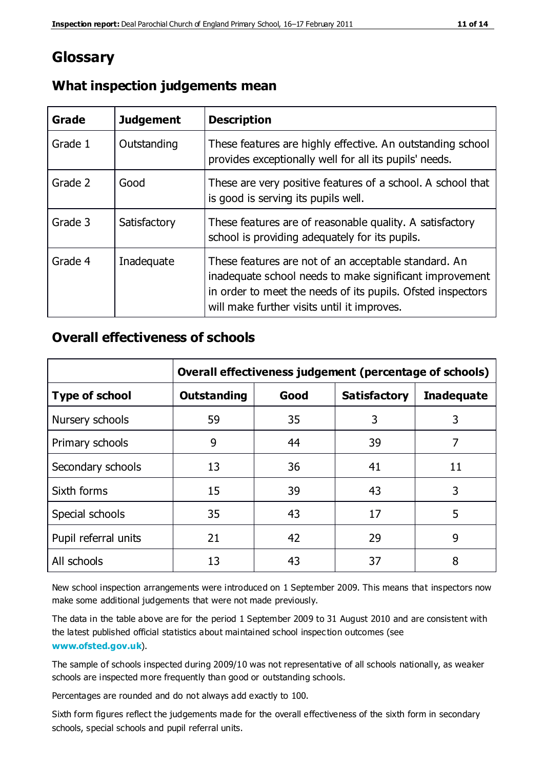# Glossary

## What inspection judgements mean

| Grade | Judgement | Description |
| --- | --- | --- |
| Grade 1 | Outstanding | These features are highly effective. An outstanding school provides exceptionally well for all its pupils' needs. |
| Grade 2 | Good | These are very positive features of a school. A school that is good is serving its pupils well. |
| Grade 3 | Satisfactory | These features are of reasonable quality. A satisfactory school is providing adequately for its pupils. |
| Grade 4 | Inadequate | These features are not of an acceptable standard. An inadequate school needs to make significant improvement in order to meet the needs of its pupils. Ofsted inspectors will make further visits until it improves. |

## Overall effectiveness of schools

| | **Overall effectiveness judgement (percentage of schools)** | | | |
| --- | --- | --- | --- | --- |
| **Type of school** | **Outstanding** | **Good** | **Satisfactory** | **Inadequate** |
| Nursery schools | 59 | 35 | 3 | 3 |
| Primary schools | 9 | 44 | 39 | 7 |
| Secondary schools | 13 | 36 | 41 | 11 |
| Sixth forms | 15 | 39 | 43 | 3 |
| Special schools | 35 | 43 | 17 | 5 |
| Pupil referral units | 21 | 42 | 29 | 9 |
| All schools | 13 | 43 | 37 | 8 |

New school inspection arrangements were introduced on 1 September 2009. This means that inspectors now make some additional judgements that were not made previously.

The data in the table above are for the period 1 September 2009 to 31 August 2010 and are consistent with the latest published official statistics about maintained school inspection outcomes (see **www.ofsted.gov.uk**).

The sample of schools inspected during 2009/10 was not representative of all schools nationally, as weaker schools are inspected more frequently than good or outstanding schools.

Percentages are rounded and do not always add exactly to 100.

Sixth form figures reflect the judgements made for the overall effectiveness of the sixth form in secondary schools, special schools and pupil referral units.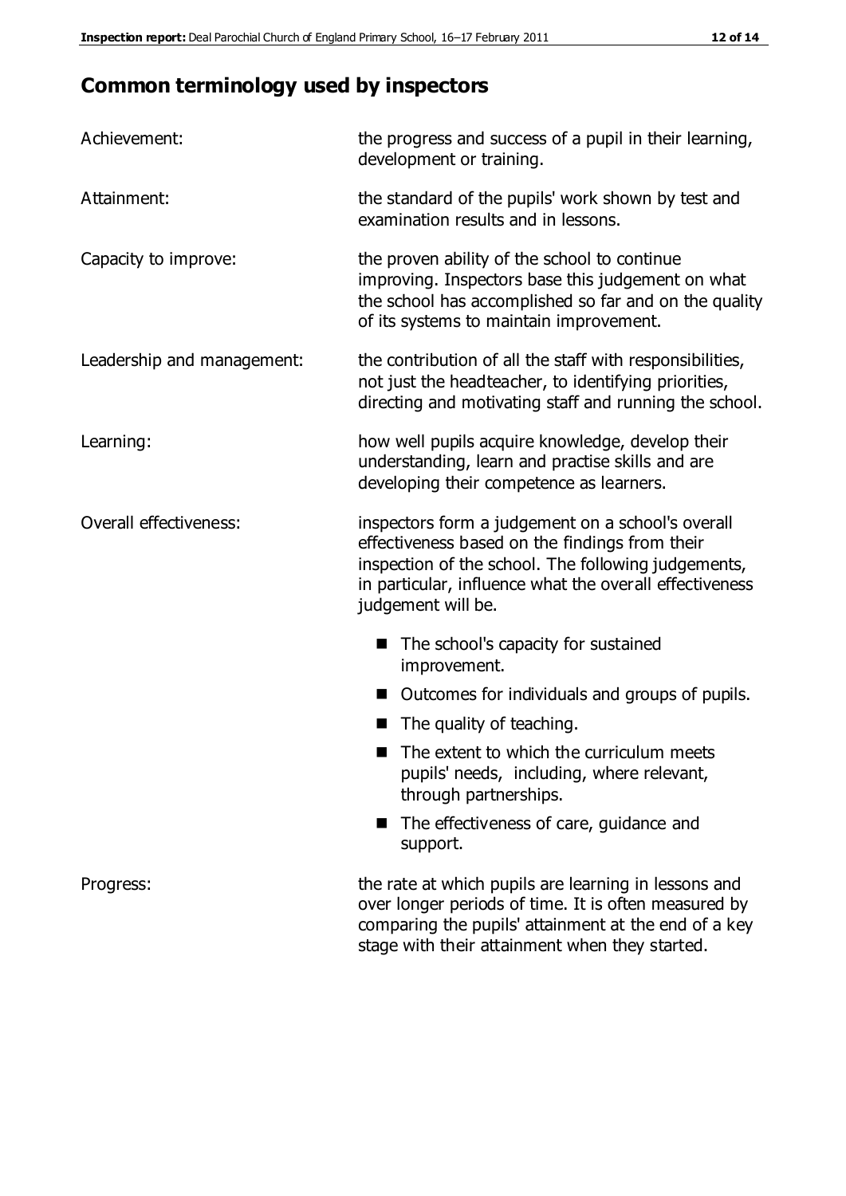## Common terminology used by inspectors

| | |
|---|---|
| Achievement: | the progress and success of a pupil in their learning, development or training. |
| Attainment: | the standard of the pupils' work shown by test and examination results and in lessons. |
| Capacity to improve: | the proven ability of the school to continue improving. Inspectors base this judgement on what the school has accomplished so far and on the quality of its systems to maintain improvement. |
| Leadership and management: | the contribution of all the staff with responsibilities, not just the headteacher, to identifying priorities, directing and motivating staff and running the school. |
| Learning: | how well pupils acquire knowledge, develop their understanding, learn and practise skills and are developing their competence as learners. |
| Overall effectiveness: | inspectors form a judgement on a school's overall effectiveness based on the findings from their inspection of the school. The following judgements, in particular, influence what the overall effectiveness judgement will be.<br>■ The school's capacity for sustained improvement.<br>■ Outcomes for individuals and groups of pupils.<br>■ The quality of teaching.<br>■ The extent to which the curriculum meets pupils' needs, including, where relevant, through partnerships.<br>■ The effectiveness of care, guidance and support. |
| Progress: | the rate at which pupils are learning in lessons and over longer periods of time. It is often measured by comparing the pupils' attainment at the end of a key stage with their attainment when they started. |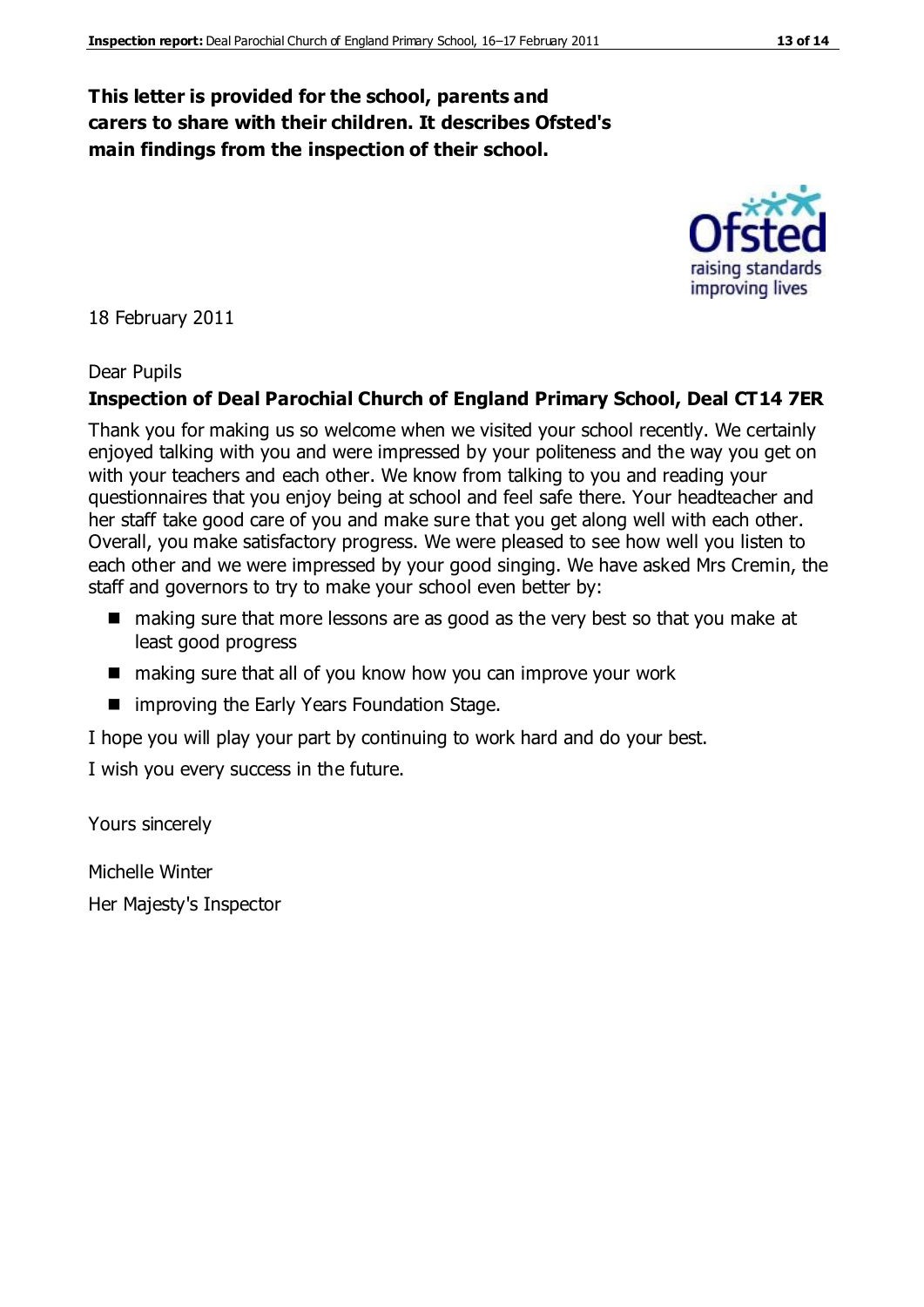**This letter is provided for the school, parents and carers to share with their children. It describes Ofsted's main findings from the inspection of their school.**

18 February 2011

Dear Pupils

**Inspection of Deal Parochial Church of England Primary School, Deal CT14 7ER**

Thank you for making us so welcome when we visited your school recently. We certainly enjoyed talking with you and were impressed by your politeness and the way you get on with your teachers and each other. We know from talking to you and reading your questionnaires that you enjoy being at school and feel safe there. Your headteacher and her staff take good care of you and make sure that you get along well with each other. Overall, you make satisfactory progress. We were pleased to see how well you listen to each other and we were impressed by your good singing. We have asked Mrs Cremin, the staff and governors to try to make your school even better by:

- making sure that more lessons are as good as the very best so that you make at least good progress
- making sure that all of you know how you can improve your work
- improving the Early Years Foundation Stage.

I hope you will play your part by continuing to work hard and do your best.

I wish you every success in the future.

Yours sincerely

Michelle Winter

Her Majesty's Inspector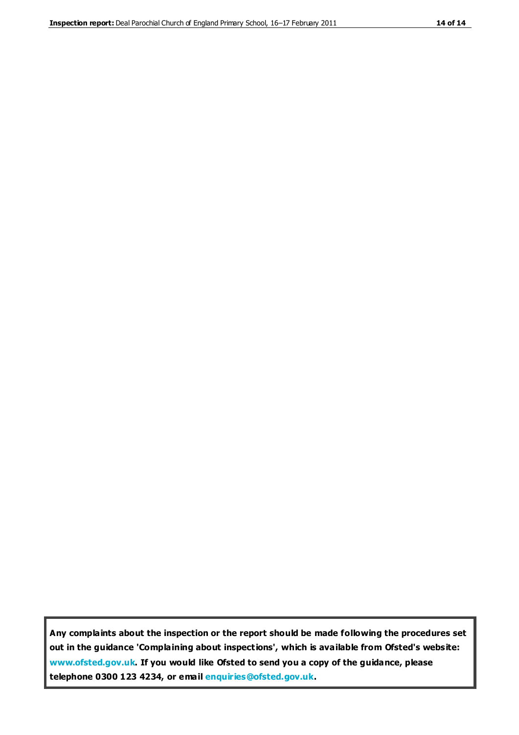**Any complaints about the inspection or the report should be made following the procedures set out in the guidance 'Complaining about inspections', which is available from Ofsted's website: www.ofsted.gov.uk. If you would like Ofsted to send you a copy of the guidance, please telephone 0300 123 4234, or email enquiries@ofsted.gov.uk.**